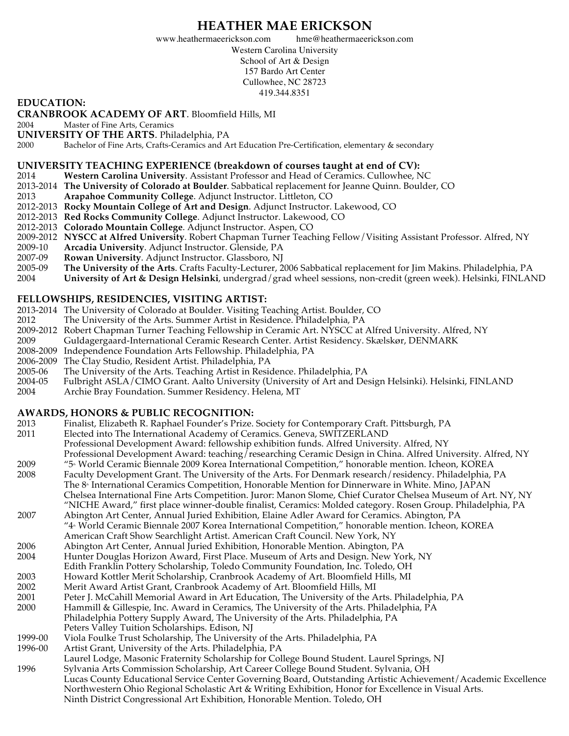# HEATHER MAE ERICKSON

www.heathermaeerickson.com hme@heathermaeerickson.com

Western Carolina University
School of Art & Design
157 Bardo Art Center
Cullowhee, NC 28723
419.344.8351

## EDUCATION:

**CRANBROOK ACADEMY OF ART**. Bloomfield Hills, MI

2004 Master of Fine Arts, Ceramics

**UNIVERSITY OF THE ARTS**. Philadelphia, PA

2000 Bachelor of Fine Arts, Crafts-Ceramics and Art Education Pre-Certification, elementary & secondary

## UNIVERSITY TEACHING EXPERIENCE (breakdown of courses taught at end of CV):

- 2014 **Western Carolina University**. Assistant Professor and Head of Ceramics. Cullowhee, NC
- 2013-2014 **The University of Colorado at Boulder**. Sabbatical replacement for Jeanne Quinn. Boulder, CO
- 2013 **Arapahoe Community College**. Adjunct Instructor. Littleton, CO
- 2012-2013 **Rocky Mountain College of Art and Design**. Adjunct Instructor. Lakewood, CO
- 2012-2013 **Red Rocks Community College**. Adjunct Instructor. Lakewood, CO
- 2012-2013 **Colorado Mountain College**. Adjunct Instructor. Aspen, CO
- 2009-2012 **NYSCC at Alfred University**. Robert Chapman Turner Teaching Fellow/Visiting Assistant Professor. Alfred, NY
- 2009-10 **Arcadia University**. Adjunct Instructor. Glenside, PA
- 2007-09 **Rowan University**. Adjunct Instructor. Glassboro, NJ
- 2005-09 **The University of the Arts**. Crafts Faculty-Lecturer, 2006 Sabbatical replacement for Jim Makins. Philadelphia, PA
- 2004 **University of Art & Design Helsinki**, undergrad/grad wheel sessions, non-credit (green week). Helsinki, FINLAND

## FELLOWSHIPS, RESIDENCIES, VISITING ARTIST:

- 2013-2014 The University of Colorado at Boulder. Visiting Teaching Artist. Boulder, CO
- 2012 The University of the Arts. Summer Artist in Residence. Philadelphia, PA
- 2009-2012 Robert Chapman Turner Teaching Fellowship in Ceramic Art. NYSCC at Alfred University. Alfred, NY
- 2009 Guldagergaard-International Ceramic Research Center. Artist Residency. Skælskør, DENMARK
- 2008-2009 Independence Foundation Arts Fellowship. Philadelphia, PA
- 2006-2009 The Clay Studio, Resident Artist. Philadelphia, PA
- 2005-06 The University of the Arts. Teaching Artist in Residence. Philadelphia, PA
- 2004-05 Fulbright ASLA/CIMO Grant. Aalto University (University of Art and Design Helsinki). Helsinki, FINLAND
- 2004 Archie Bray Foundation. Summer Residency. Helena, MT

## AWARDS, HONORS & PUBLIC RECOGNITION:

2013 Finalist, Elizabeth R. Raphael Founder's Prize. Society for Contemporary Craft. Pittsburgh, PA

2011 Elected into The International Academy of Ceramics. Geneva, SWITZERLAND
Professional Development Award: fellowship exhibition funds. Alfred University. Alfred, NY
Professional Development Award: teaching/researching Ceramic Design in China. Alfred University. Alfred, NY

2009 "5th World Ceramic Biennale 2009 Korea International Competition," honorable mention. Icheon, KOREA

2008 Faculty Development Grant. The University of the Arts. For Denmark research/residency. Philadelphia, PA
The 8th International Ceramics Competition, Honorable Mention for Dinnerware in White. Mino, JAPAN
Chelsea International Fine Arts Competition. Juror: Manon Slome, Chief Curator Chelsea Museum of Art. NY, NY
"NICHE Award," first place winner-double finalist, Ceramics: Molded category. Rosen Group. Philadelphia, PA

2007 Abington Art Center, Annual Juried Exhibition, Elaine Adler Award for Ceramics. Abington, PA
"4th World Ceramic Biennale 2007 Korea International Competition," honorable mention. Icheon, KOREA
American Craft Show Searchlight Artist. American Craft Council. New York, NY

2006 Abington Art Center, Annual Juried Exhibition, Honorable Mention. Abington, PA

2004 Hunter Douglas Horizon Award, First Place. Museum of Arts and Design. New York, NY
Edith Franklin Pottery Scholarship, Toledo Community Foundation, Inc. Toledo, OH

2003 Howard Kottler Merit Scholarship, Cranbrook Academy of Art. Bloomfield Hills, MI

2002 Merit Award Artist Grant, Cranbrook Academy of Art. Bloomfield Hills, MI

2001 Peter J. McCahill Memorial Award in Art Education, The University of the Arts. Philadelphia, PA

2000 Hammill & Gillespie, Inc. Award in Ceramics, The University of the Arts. Philadelphia, PA
Philadelphia Pottery Supply Award, The University of the Arts. Philadelphia, PA
Peters Valley Tuition Scholarships. Edison, NJ

1999-00 Viola Foulke Trust Scholarship, The University of the Arts. Philadelphia, PA

1996-00 Artist Grant, University of the Arts. Philadelphia, PA
Laurel Lodge, Masonic Fraternity Scholarship for College Bound Student. Laurel Springs, NJ

1996 Sylvania Arts Commission Scholarship, Art Career College Bound Student. Sylvania, OH
Lucas County Educational Service Center Governing Board, Outstanding Artistic Achievement/Academic Excellence
Northwestern Ohio Regional Scholastic Art & Writing Exhibition, Honor for Excellence in Visual Arts.
Ninth District Congressional Art Exhibition, Honorable Mention. Toledo, OH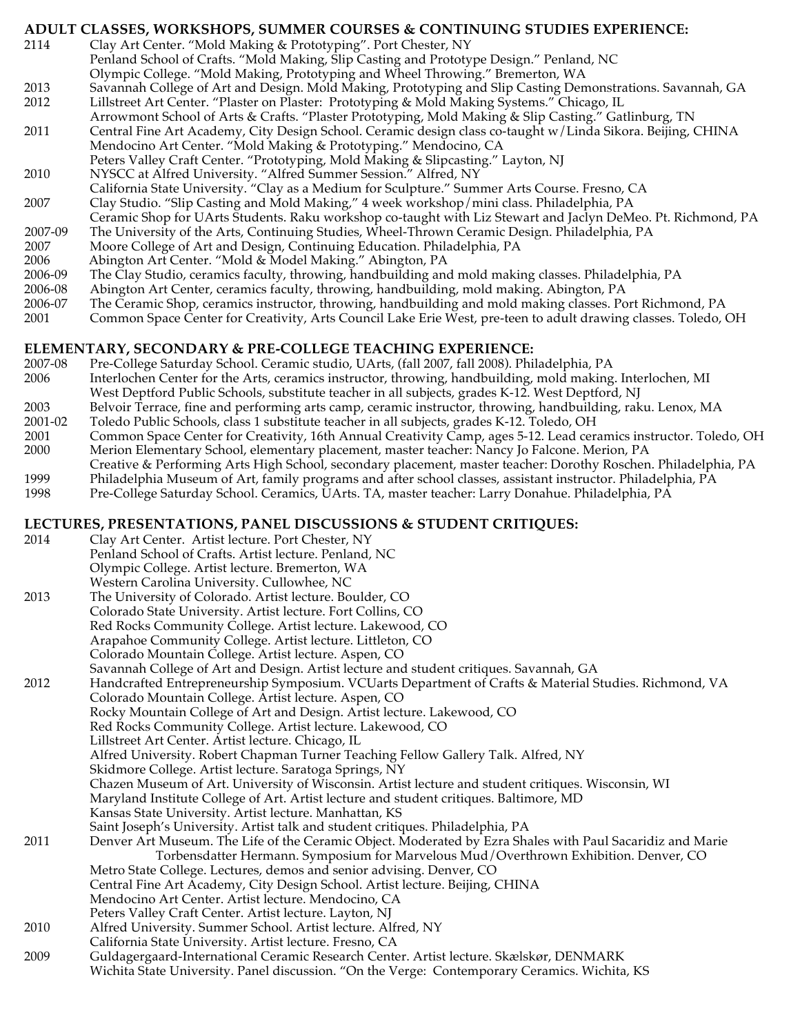## ADULT CLASSES, WORKSHOPS, SUMMER COURSES & CONTINUING STUDIES EXPERIENCE:

2114 Clay Art Center. "Mold Making & Prototyping". Port Chester, NY
Penland School of Crafts. "Mold Making, Slip Casting and Prototype Design." Penland, NC
Olympic College. "Mold Making, Prototyping and Wheel Throwing." Bremerton, WA

2013 Savannah College of Art and Design. Mold Making, Prototyping and Slip Casting Demonstrations. Savannah, GA

2012 Lillstreet Art Center. "Plaster on Plaster: Prototyping & Mold Making Systems." Chicago, IL
Arrowmont School of Arts & Crafts. "Plaster Prototyping, Mold Making & Slip Casting." Gatlinburg, TN

2011 Central Fine Art Academy, City Design School. Ceramic design class co-taught w/Linda Sikora. Beijing, CHINA
Mendocino Art Center. "Mold Making & Prototyping." Mendocino, CA
Peters Valley Craft Center. "Prototyping, Mold Making & Slipcasting." Layton, NJ

2010 NYSCC at Alfred University. "Alfred Summer Session." Alfred, NY
California State University. "Clay as a Medium for Sculpture." Summer Arts Course. Fresno, CA

2007 Clay Studio. "Slip Casting and Mold Making," 4 week workshop/mini class. Philadelphia, PA
Ceramic Shop for UArts Students. Raku workshop co-taught with Liz Stewart and Jaclyn DeMeo. Pt. Richmond, PA

2007-09 The University of the Arts, Continuing Studies, Wheel-Thrown Ceramic Design. Philadelphia, PA

2007 Moore College of Art and Design, Continuing Education. Philadelphia, PA

2006 Abington Art Center. "Mold & Model Making." Abington, PA

2006-09 The Clay Studio, ceramics faculty, throwing, handbuilding and mold making classes. Philadelphia, PA

2006-08 Abington Art Center, ceramics faculty, throwing, handbuilding, mold making. Abington, PA

2006-07 The Ceramic Shop, ceramics instructor, throwing, handbuilding and mold making classes. Port Richmond, PA

2001 Common Space Center for Creativity, Arts Council Lake Erie West, pre-teen to adult drawing classes. Toledo, OH

## ELEMENTARY, SECONDARY & PRE-COLLEGE TEACHING EXPERIENCE:

2007-08 Pre-College Saturday School. Ceramic studio, UArts, (fall 2007, fall 2008). Philadelphia, PA

2006 Interlochen Center for the Arts, ceramics instructor, throwing, handbuilding, mold making. Interlochen, MI
West Deptford Public Schools, substitute teacher in all subjects, grades K-12. West Deptford, NJ

2003 Belvoir Terrace, fine and performing arts camp, ceramic instructor, throwing, handbuilding, raku. Lenox, MA

2001-02 Toledo Public Schools, class 1 substitute teacher in all subjects, grades K-12. Toledo, OH

2001 Common Space Center for Creativity, 16th Annual Creativity Camp, ages 5-12. Lead ceramics instructor. Toledo, OH

2000 Merion Elementary School, elementary placement, master teacher: Nancy Jo Falcone. Merion, PA
Creative & Performing Arts High School, secondary placement, master teacher: Dorothy Roschen. Philadelphia, PA

1999 Philadelphia Museum of Art, family programs and after school classes, assistant instructor. Philadelphia, PA

1998 Pre-College Saturday School. Ceramics, UArts. TA, master teacher: Larry Donahue. Philadelphia, PA

## LECTURES, PRESENTATIONS, PANEL DISCUSSIONS & STUDENT CRITIQUES:

2014 Clay Art Center. Artist lecture. Port Chester, NY
Penland School of Crafts. Artist lecture. Penland, NC
Olympic College. Artist lecture. Bremerton, WA
Western Carolina University. Cullowhee, NC

2013 The University of Colorado. Artist lecture. Boulder, CO
Colorado State University. Artist lecture. Fort Collins, CO
Red Rocks Community College. Artist lecture. Lakewood, CO
Arapahoe Community College. Artist lecture. Littleton, CO
Colorado Mountain College. Artist lecture. Aspen, CO
Savannah College of Art and Design. Artist lecture and student critiques. Savannah, GA

2012 Handcrafted Entrepreneurship Symposium. VCUarts Department of Crafts & Material Studies. Richmond, VA
Colorado Mountain College. Artist lecture. Aspen, CO
Rocky Mountain College of Art and Design. Artist lecture. Lakewood, CO
Red Rocks Community College. Artist lecture. Lakewood, CO
Lillstreet Art Center. Artist lecture. Chicago, IL
Alfred University. Robert Chapman Turner Teaching Fellow Gallery Talk. Alfred, NY
Skidmore College. Artist lecture. Saratoga Springs, NY
Chazen Museum of Art. University of Wisconsin. Artist lecture and student critiques. Wisconsin, WI
Maryland Institute College of Art. Artist lecture and student critiques. Baltimore, MD
Kansas State University. Artist lecture. Manhattan, KS
Saint Joseph's University. Artist talk and student critiques. Philadelphia, PA

2011 Denver Art Museum. The Life of the Ceramic Object. Moderated by Ezra Shales with Paul Sacaridiz and Marie Torbensdatter Hermann. Symposium for Marvelous Mud/Overthrown Exhibition. Denver, CO
Metro State College. Lectures, demos and senior advising. Denver, CO
Central Fine Art Academy, City Design School. Artist lecture. Beijing, CHINA
Mendocino Art Center. Artist lecture. Mendocino, CA
Peters Valley Craft Center. Artist lecture. Layton, NJ

2010 Alfred University. Summer School. Artist lecture. Alfred, NY
California State University. Artist lecture. Fresno, CA

2009 Guldagergaard-International Ceramic Research Center. Artist lecture. Skælskør, DENMARK
Wichita State University. Panel discussion. "On the Verge: Contemporary Ceramics. Wichita, KS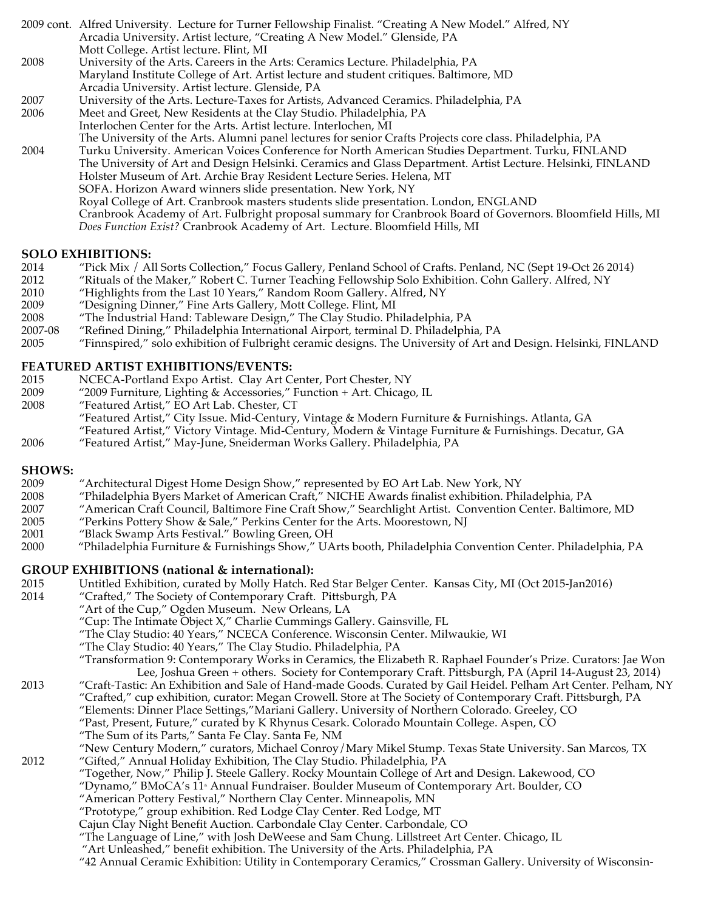2009 cont. Alfred University. Lecture for Turner Fellowship Finalist. "Creating A New Model." Alfred, NY
Arcadia University. Artist lecture, "Creating A New Model." Glenside, PA
Mott College. Artist lecture. Flint, MI

2008 University of the Arts. Careers in the Arts: Ceramics Lecture. Philadelphia, PA
Maryland Institute College of Art. Artist lecture and student critiques. Baltimore, MD
Arcadia University. Artist lecture. Glenside, PA

2007 University of the Arts. Lecture-Taxes for Artists, Advanced Ceramics. Philadelphia, PA

2006 Meet and Greet, New Residents at the Clay Studio. Philadelphia, PA
Interlochen Center for the Arts. Artist lecture. Interlochen, MI
The University of the Arts. Alumni panel lectures for senior Crafts Projects core class. Philadelphia, PA

2004 Turku University. American Voices Conference for North American Studies Department. Turku, FINLAND
The University of Art and Design Helsinki. Ceramics and Glass Department. Artist Lecture. Helsinki, FINLAND
Holster Museum of Art. Archie Bray Resident Lecture Series. Helena, MT
SOFA. Horizon Award winners slide presentation. New York, NY
Royal College of Art. Cranbrook masters students slide presentation. London, ENGLAND
Cranbrook Academy of Art. Fulbright proposal summary for Cranbrook Board of Governors. Bloomfield Hills, MI
*Does Function Exist?* Cranbrook Academy of Art. Lecture. Bloomfield Hills, MI

## SOLO EXHIBITIONS:

2014 "Pick Mix / All Sorts Collection," Focus Gallery, Penland School of Crafts. Penland, NC (Sept 19-Oct 26 2014)
2012 "Rituals of the Maker," Robert C. Turner Teaching Fellowship Solo Exhibition. Cohn Gallery. Alfred, NY
2010 "Highlights from the Last 10 Years," Random Room Gallery. Alfred, NY
2009 "Designing Dinner," Fine Arts Gallery, Mott College. Flint, MI
2008 "The Industrial Hand: Tableware Design," The Clay Studio. Philadelphia, PA
2007-08 "Refined Dining," Philadelphia International Airport, terminal D. Philadelphia, PA
2005 "Finnspired," solo exhibition of Fulbright ceramic designs. The University of Art and Design. Helsinki, FINLAND

## FEATURED ARTIST EXHIBITIONS/EVENTS:

2015 NCECA-Portland Expo Artist. Clay Art Center, Port Chester, NY
2009 "2009 Furniture, Lighting & Accessories," Function + Art. Chicago, IL
2008 "Featured Artist," EO Art Lab. Chester, CT
"Featured Artist," City Issue. Mid-Century, Vintage & Modern Furniture & Furnishings. Atlanta, GA
"Featured Artist," Victory Vintage. Mid-Century, Modern & Vintage Furniture & Furnishings. Decatur, GA
2006 "Featured Artist," May-June, Sneiderman Works Gallery. Philadelphia, PA

## SHOWS:

2009 "Architectural Digest Home Design Show," represented by EO Art Lab. New York, NY
2008 "Philadelphia Byers Market of American Craft," NICHE Awards finalist exhibition. Philadelphia, PA
2007 "American Craft Council, Baltimore Fine Craft Show," Searchlight Artist. Convention Center. Baltimore, MD
2005 "Perkins Pottery Show & Sale," Perkins Center for the Arts. Moorestown, NJ
2001 "Black Swamp Arts Festival." Bowling Green, OH
2000 "Philadelphia Furniture & Furnishings Show," UArts booth, Philadelphia Convention Center. Philadelphia, PA

## GROUP EXHIBITIONS (national & international):

2015 Untitled Exhibition, curated by Molly Hatch. Red Star Belger Center. Kansas City, MI (Oct 2015-Jan2016)

2014 "Crafted," The Society of Contemporary Craft. Pittsburgh, PA
"Art of the Cup," Ogden Museum. New Orleans, LA
"Cup: The Intimate Object X," Charlie Cummings Gallery. Gainsville, FL
"The Clay Studio: 40 Years," NCECA Conference. Wisconsin Center. Milwaukie, WI
"The Clay Studio: 40 Years," The Clay Studio. Philadelphia, PA
"Transformation 9: Contemporary Works in Ceramics, the Elizabeth R. Raphael Founder's Prize. Curators: Jae Won Lee, Joshua Green + others. Society for Contemporary Craft. Pittsburgh, PA (April 14-August 23, 2014)

2013 "Craft-Tastic: An Exhibition and Sale of Hand-made Goods. Curated by Gail Heidel. Pelham Art Center. Pelham, NY
"Crafted," cup exhibition, curator: Megan Crowell. Store at The Society of Contemporary Craft. Pittsburgh, PA
"Elements: Dinner Place Settings,"Mariani Gallery. University of Northern Colorado. Greeley, CO
"Past, Present, Future," curated by K Rhynus Cesark. Colorado Mountain College. Aspen, CO
"The Sum of its Parts," Santa Fe Clay. Santa Fe, NM
"New Century Modern," curators, Michael Conroy/Mary Mikel Stump. Texas State University. San Marcos, TX

2012 "Gifted," Annual Holiday Exhibition, The Clay Studio. Philadelphia, PA
"Together, Now," Philip J. Steele Gallery. Rocky Mountain College of Art and Design. Lakewood, CO
"Dynamo," BMoCA's 11th Annual Fundraiser. Boulder Museum of Contemporary Art. Boulder, CO
"American Pottery Festival," Northern Clay Center. Minneapolis, MN
"Prototype," group exhibition. Red Lodge Clay Center. Red Lodge, MT
Cajun Clay Night Benefit Auction. Carbondale Clay Center. Carbondale, CO
"The Language of Line," with Josh DeWeese and Sam Chung. Lillstreet Art Center. Chicago, IL
"Art Unleashed," benefit exhibition. The University of the Arts. Philadelphia, PA
"42 Annual Ceramic Exhibition: Utility in Contemporary Ceramics," Crossman Gallery. University of Wisconsin-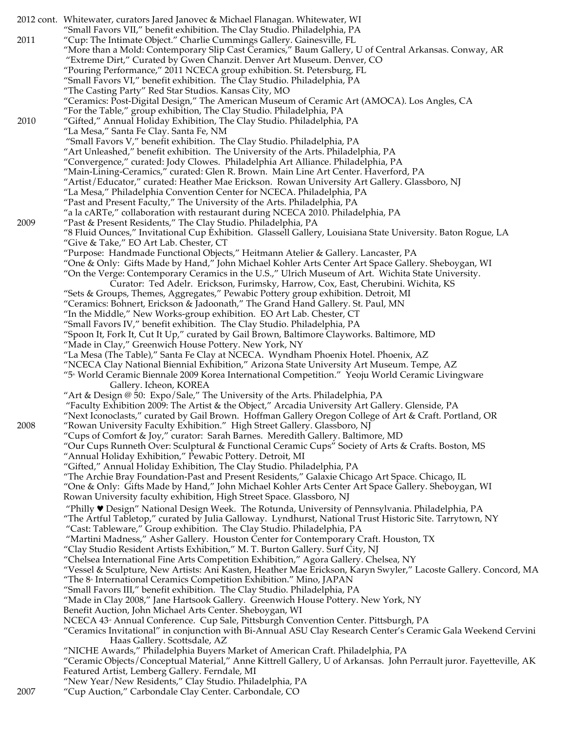2012 cont. Whitewater, curators Jared Janovec & Michael Flanagan. Whitewater, WI
"Small Favors VII," benefit exhibition. The Clay Studio. Philadelphia, PA

2011 "Cup: The Intimate Object." Charlie Cummings Gallery. Gainesville, FL
"More than a Mold: Contemporary Slip Cast Ceramics," Baum Gallery, U of Central Arkansas. Conway, AR
"Extreme Dirt," Curated by Gwen Chanzit. Denver Art Museum. Denver, CO
"Pouring Performance," 2011 NCECA group exhibition. St. Petersburg, FL
"Small Favors VI," benefit exhibition. The Clay Studio. Philadelphia, PA
"The Casting Party" Red Star Studios. Kansas City, MO
"Ceramics: Post-Digital Design," The American Museum of Ceramic Art (AMOCA). Los Angles, CA
"For the Table," group exhibition, The Clay Studio. Philadelphia, PA

2010 "Gifted," Annual Holiday Exhibition, The Clay Studio. Philadelphia, PA
"La Mesa," Santa Fe Clay. Santa Fe, NM
"Small Favors V," benefit exhibition. The Clay Studio. Philadelphia, PA
"Art Unleashed," benefit exhibition. The University of the Arts. Philadelphia, PA
"Convergence," curated: Jody Clowes. Philadelphia Art Alliance. Philadelphia, PA
"Main-Lining-Ceramics," curated: Glen R. Brown. Main Line Art Center. Haverford, PA
"Artist/Educator," curated: Heather Mae Erickson. Rowan University Art Gallery. Glassboro, NJ
"La Mesa," Philadelphia Convention Center for NCECA. Philadelphia, PA
"Past and Present Faculty," The University of the Arts. Philadelphia, PA
"a la cARTe," collaboration with restaurant during NCECA 2010. Philadelphia, PA

2009 "Past & Present Residents," The Clay Studio. Philadelphia, PA
"8 Fluid Ounces," Invitational Cup Exhibition. Glassell Gallery, Louisiana State University. Baton Rouge, LA
"Give & Take," EO Art Lab. Chester, CT
"Purpose: Handmade Functional Objects," Heitmann Atelier & Gallery. Lancaster, PA
"One & Only: Gifts Made by Hand," John Michael Kohler Arts Center Art Space Gallery. Sheboygan, WI
"On the Verge: Contemporary Ceramics in the U.S.," Ulrich Museum of Art. Wichita State University.
Curator: Ted Adelr. Erickson, Furimsky, Harrow, Cox, East, Cherubini. Wichita, KS
"Sets & Groups, Themes, Aggregates," Pewabic Pottery group exhibition. Detroit, MI
"Ceramics: Bohnert, Erickson & Jadoonath," The Grand Hand Gallery. St. Paul, MN
"In the Middle," New Works-group exhibition. EO Art Lab. Chester, CT
"Small Favors IV," benefit exhibition. The Clay Studio. Philadelphia, PA
"Spoon It, Fork It, Cut It Up," curated by Gail Brown, Baltimore Clayworks. Baltimore, MD
"Made in Clay," Greenwich House Pottery. New York, NY
"La Mesa (The Table)," Santa Fe Clay at NCECA. Wyndham Phoenix Hotel. Phoenix, AZ
"NCECA Clay National Biennial Exhibition," Arizona State University Art Museum. Tempe, AZ
"5th World Ceramic Biennale 2009 Korea International Competition." Yeoju World Ceramic Livingware
Gallery. Icheon, KOREA
"Art & Design @ 50: Expo/Sale," The University of the Arts. Philadelphia, PA
"Faculty Exhibition 2009: The Artist & the Object," Arcadia University Art Gallery. Glenside, PA
"Next Iconoclasts," curated by Gail Brown. Hoffman Gallery Oregon College of Art & Craft. Portland, OR

2008 "Rowan University Faculty Exhibition." High Street Gallery. Glassboro, NJ
"Cups of Comfort & Joy," curator: Sarah Barnes. Meredith Gallery. Baltimore, MD
"Our Cups Runneth Over: Sculptural & Functional Ceramic Cups" Society of Arts & Crafts. Boston, MS
"Annual Holiday Exhibition," Pewabic Pottery. Detroit, MI
"Gifted," Annual Holiday Exhibition, The Clay Studio. Philadelphia, PA
"The Archie Bray Foundation-Past and Present Residents," Galaxie Chicago Art Space. Chicago, IL
"One & Only: Gifts Made by Hand," John Michael Kohler Arts Center Art Space Gallery. Sheboygan, WI
Rowan University faculty exhibition, High Street Space. Glassboro, NJ
"Philly ♥ Design" National Design Week. The Rotunda, University of Pennsylvania. Philadelphia, PA
"The Artful Tabletop," curated by Julia Galloway. Lyndhurst, National Trust Historic Site. Tarrytown, NY
"Cast: Tableware," Group exhibition. The Clay Studio. Philadelphia, PA
"Martini Madness," Asher Gallery. Houston Center for Contemporary Craft. Houston, TX
"Clay Studio Resident Artists Exhibition," M. T. Burton Gallery. Surf City, NJ
"Chelsea International Fine Arts Competition Exhibition," Agora Gallery. Chelsea, NY
"Vessel & Sculpture, New Artists: Ani Kasten, Heather Mae Erickson, Karyn Swyler," Lacoste Gallery. Concord, MA
"The 8th International Ceramics Competition Exhibition." Mino, JAPAN
"Small Favors III," benefit exhibition. The Clay Studio. Philadelphia, PA
"Made in Clay 2008," Jane Hartsook Gallery. Greenwich House Pottery. New York, NY
Benefit Auction, John Michael Arts Center. Sheboygan, WI
NCECA 43rd Annual Conference. Cup Sale, Pittsburgh Convention Center. Pittsburgh, PA
"Ceramics Invitational" in conjunction with Bi-Annual ASU Clay Research Center's Ceramic Gala Weekend Cervini
Haas Gallery. Scottsdale, AZ
"NICHE Awards," Philadelphia Buyers Market of American Craft. Philadelphia, PA
"Ceramic Objects/Conceptual Material," Anne Kittrell Gallery, U of Arkansas. John Perrault juror. Fayetteville, AK
Featured Artist, Lemberg Gallery. Ferndale, MI
"New Year/New Residents," Clay Studio. Philadelphia, PA

2007 "Cup Auction," Carbondale Clay Center. Carbondale, CO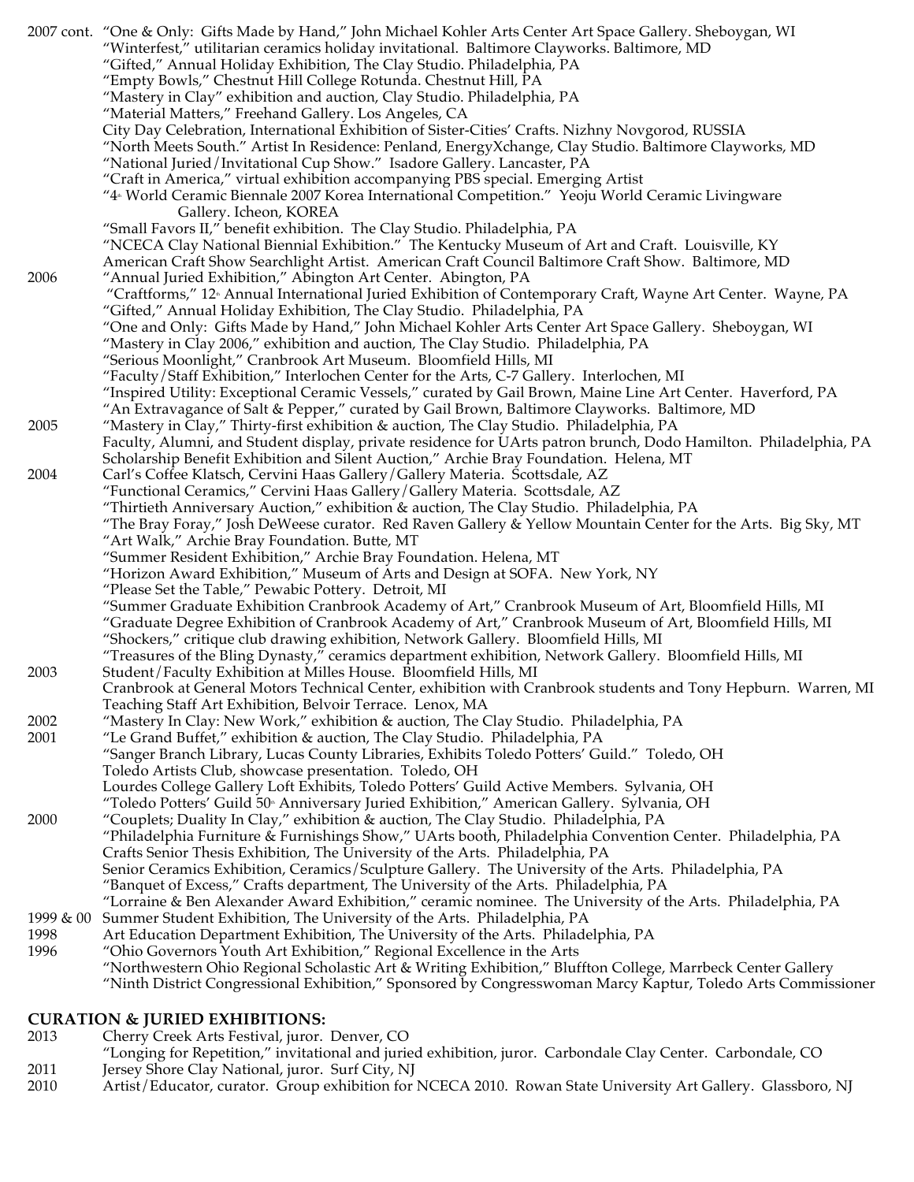2007 cont. "One & Only: Gifts Made by Hand," John Michael Kohler Arts Center Art Space Gallery. Sheboygan, WI
"Winterfest," utilitarian ceramics holiday invitational. Baltimore Clayworks. Baltimore, MD
"Gifted," Annual Holiday Exhibition, The Clay Studio. Philadelphia, PA
"Empty Bowls," Chestnut Hill College Rotunda. Chestnut Hill, PA
"Mastery in Clay" exhibition and auction, Clay Studio. Philadelphia, PA
"Material Matters," Freehand Gallery. Los Angeles, CA
City Day Celebration, International Exhibition of Sister-Cities' Crafts. Nizhny Novgorod, RUSSIA
"North Meets South." Artist In Residence: Penland, EnergyXchange, Clay Studio. Baltimore Clayworks, MD
"National Juried/Invitational Cup Show." Isadore Gallery. Lancaster, PA
"Craft in America," virtual exhibition accompanying PBS special. Emerging Artist
"4th World Ceramic Biennale 2007 Korea International Competition." Yeoju World Ceramic Livingware Gallery. Icheon, KOREA
"Small Favors II," benefit exhibition. The Clay Studio. Philadelphia, PA
"NCECA Clay National Biennial Exhibition." The Kentucky Museum of Art and Craft. Louisville, KY
American Craft Show Searchlight Artist. American Craft Council Baltimore Craft Show. Baltimore, MD

2006 "Annual Juried Exhibition," Abington Art Center. Abington, PA
"Craftforms," 12th Annual International Juried Exhibition of Contemporary Craft, Wayne Art Center. Wayne, PA
"Gifted," Annual Holiday Exhibition, The Clay Studio. Philadelphia, PA
"One and Only: Gifts Made by Hand," John Michael Kohler Arts Center Art Space Gallery. Sheboygan, WI
"Mastery in Clay 2006," exhibition and auction, The Clay Studio. Philadelphia, PA
"Serious Moonlight," Cranbrook Art Museum. Bloomfield Hills, MI
"Faculty/Staff Exhibition," Interlochen Center for the Arts, C-7 Gallery. Interlochen, MI
"Inspired Utility: Exceptional Ceramic Vessels," curated by Gail Brown, Maine Line Art Center. Haverford, PA
"An Extravagance of Salt & Pepper," curated by Gail Brown, Baltimore Clayworks. Baltimore, MD

2005 "Mastery in Clay," Thirty-first exhibition & auction, The Clay Studio. Philadelphia, PA
Faculty, Alumni, and Student display, private residence for UArts patron brunch, Dodo Hamilton. Philadelphia, PA
Scholarship Benefit Exhibition and Silent Auction," Archie Bray Foundation. Helena, MT

2004 Carl's Coffee Klatsch, Cervini Haas Gallery/Gallery Materia. Scottsdale, AZ
"Functional Ceramics," Cervini Haas Gallery/Gallery Materia. Scottsdale, AZ
"Thirtieth Anniversary Auction," exhibition & auction, The Clay Studio. Philadelphia, PA
"The Bray Foray," Josh DeWeese curator. Red Raven Gallery & Yellow Mountain Center for the Arts. Big Sky, MT
"Art Walk," Archie Bray Foundation. Butte, MT
"Summer Resident Exhibition," Archie Bray Foundation. Helena, MT
"Horizon Award Exhibition," Museum of Arts and Design at SOFA. New York, NY
"Please Set the Table," Pewabic Pottery. Detroit, MI
"Summer Graduate Exhibition Cranbrook Academy of Art," Cranbrook Museum of Art, Bloomfield Hills, MI
"Graduate Degree Exhibition of Cranbrook Academy of Art," Cranbrook Museum of Art, Bloomfield Hills, MI
"Shockers," critique club drawing exhibition, Network Gallery. Bloomfield Hills, MI
"Treasures of the Bling Dynasty," ceramics department exhibition, Network Gallery. Bloomfield Hills, MI

2003 Student/Faculty Exhibition at Milles House. Bloomfield Hills, MI
Cranbrook at General Motors Technical Center, exhibition with Cranbrook students and Tony Hepburn. Warren, MI
Teaching Staff Art Exhibition, Belvoir Terrace. Lenox, MA

2002 "Mastery In Clay: New Work," exhibition & auction, The Clay Studio. Philadelphia, PA

2001 "Le Grand Buffet," exhibition & auction, The Clay Studio. Philadelphia, PA
"Sanger Branch Library, Lucas County Libraries, Exhibits Toledo Potters' Guild." Toledo, OH
Toledo Artists Club, showcase presentation. Toledo, OH
Lourdes College Gallery Loft Exhibits, Toledo Potters' Guild Active Members. Sylvania, OH
"Toledo Potters' Guild 50th Anniversary Juried Exhibition," American Gallery. Sylvania, OH

2000 "Couplets; Duality In Clay," exhibition & auction, The Clay Studio. Philadelphia, PA
"Philadelphia Furniture & Furnishings Show," UArts booth, Philadelphia Convention Center. Philadelphia, PA
Crafts Senior Thesis Exhibition, The University of the Arts. Philadelphia, PA
Senior Ceramics Exhibition, Ceramics/Sculpture Gallery. The University of the Arts. Philadelphia, PA
"Banquet of Excess," Crafts department, The University of the Arts. Philadelphia, PA
"Lorraine & Ben Alexander Award Exhibition," ceramic nominee. The University of the Arts. Philadelphia, PA

1999 & 00 Summer Student Exhibition, The University of the Arts. Philadelphia, PA

1998 Art Education Department Exhibition, The University of the Arts. Philadelphia, PA

1996 "Ohio Governors Youth Art Exhibition," Regional Excellence in the Arts
"Northwestern Ohio Regional Scholastic Art & Writing Exhibition," Bluffton College, Marrbeck Center Gallery
"Ninth District Congressional Exhibition," Sponsored by Congresswoman Marcy Kaptur, Toledo Arts Commissioner

## CURATION & JURIED EXHIBITIONS:

2013 Cherry Creek Arts Festival, juror. Denver, CO
"Longing for Repetition," invitational and juried exhibition, juror. Carbondale Clay Center. Carbondale, CO

2011 Jersey Shore Clay National, juror. Surf City, NJ

2010 Artist/Educator, curator. Group exhibition for NCECA 2010. Rowan State University Art Gallery. Glassboro, NJ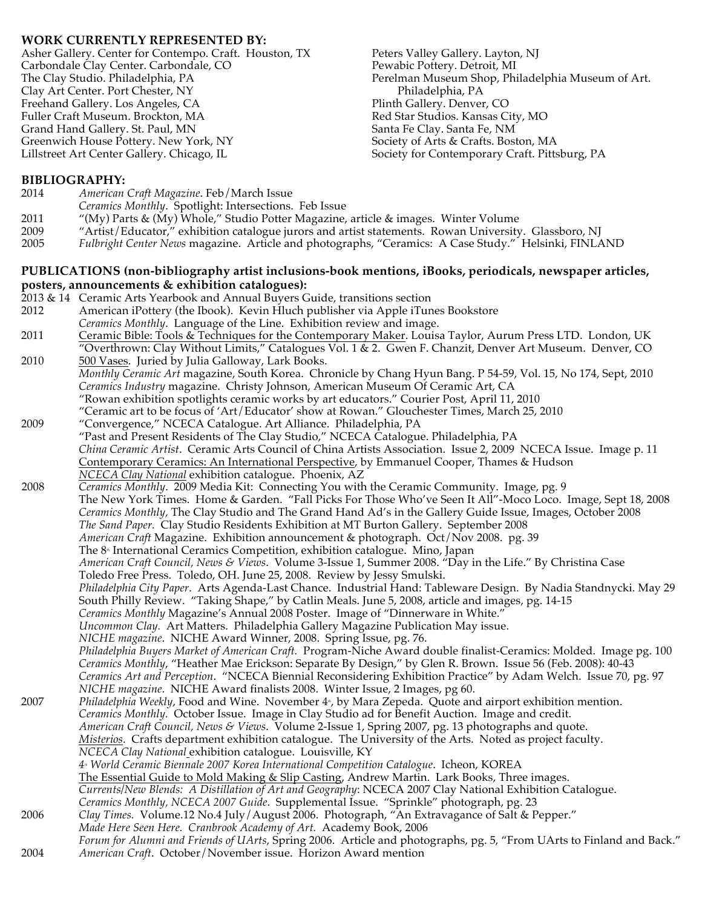**WORK CURRENTLY REPRESENTED BY:**

Asher Gallery. Center for Contempo. Craft. Houston, TX
Carbondale Clay Center. Carbondale, CO
The Clay Studio. Philadelphia, PA
Clay Art Center. Port Chester, NY
Freehand Gallery. Los Angeles, CA
Fuller Craft Museum. Brockton, MA
Grand Hand Gallery. St. Paul, MN
Greenwich House Pottery. New York, NY
Lillstreet Art Center Gallery. Chicago, IL
Peters Valley Gallery. Layton, NJ
Pewabic Pottery. Detroit, MI
Perelman Museum Shop, Philadelphia Museum of Art. Philadelphia, PA
Plinth Gallery. Denver, CO
Red Star Studios. Kansas City, MO
Santa Fe Clay. Santa Fe, NM
Society of Arts & Crafts. Boston, MA
Society for Contemporary Craft. Pittsburg, PA

**BIBLIOGRAPHY:**

2014 *American Craft Magazine*. Feb/March Issue
*Ceramics Monthly*. Spotlight: Intersections. Feb Issue
2011 "(My) Parts & (My) Whole," Studio Potter Magazine, article & images. Winter Volume
2009 "Artist/Educator," exhibition catalogue jurors and artist statements. Rowan University. Glassboro, NJ
2005 *Fulbright Center News* magazine. Article and photographs, "Ceramics: A Case Study." Helsinki, FINLAND

**PUBLICATIONS (non-bibliography artist inclusions-book mentions, iBooks, periodicals, newspaper articles, posters, announcements & exhibition catalogues):**

2013 & 14 Ceramic Arts Yearbook and Annual Buyers Guide, transitions section
2012 American iPottery (the Ibook). Kevin Hluch publisher via Apple iTunes Bookstore
*Ceramics Monthly*. Language of the Line. Exhibition review and image.
2011 Ceramic Bible: Tools & Techniques for the Contemporary Maker. Louisa Taylor, Aurum Press LTD. London, UK
"Overthrown: Clay Without Limits," Catalogues Vol. 1 & 2. Gwen F. Chanzit, Denver Art Museum. Denver, CO
2010 500 Vases. Juried by Julia Galloway, Lark Books.
*Monthly Ceramic Art* magazine, South Korea. Chronicle by Chang Hyun Bang. P 54-59, Vol. 15, No 174, Sept, 2010
*Ceramics Industry* magazine. Christy Johnson, American Museum Of Ceramic Art, CA
"Rowan exhibition spotlights ceramic works by art educators." Courier Post, April 11, 2010
"Ceramic art to be focus of 'Art/Educator' show at Rowan." Glouchester Times, March 25, 2010
2009 "Convergence," NCECA Catalogue. Art Alliance. Philadelphia, PA
"Past and Present Residents of The Clay Studio," NCECA Catalogue. Philadelphia, PA
*China Ceramic Artist*. Ceramic Arts Council of China Artists Association. Issue 2, 2009 NCECA Issue. Image p. 11
Contemporary Ceramics: An International Perspective, by Emmanuel Cooper, Thames & Hudson
*NCECA Clay National* exhibition catalogue. Phoenix, AZ
2008 *Ceramics Monthly*. 2009 Media Kit: Connecting You with the Ceramic Community. Image, pg. 9
The New York Times. Home & Garden. "Fall Picks For Those Who've Seen It All"-Moco Loco. Image, Sept 18, 2008
*Ceramics Monthly*, The Clay Studio and The Grand Hand Ad's in the Gallery Guide Issue, Images, October 2008
*The Sand Paper*. Clay Studio Residents Exhibition at MT Burton Gallery. September 2008
*American Craft* Magazine. Exhibition announcement & photograph. Oct/Nov 2008. pg. 39
The 8th International Ceramics Competition, exhibition catalogue. Mino, Japan
*American Craft Council, News & Views*. Volume 3-Issue 1, Summer 2008. "Day in the Life." By Christina Case
Toledo Free Press. Toledo, OH. June 25, 2008. Review by Jessy Smulski.
*Philadelphia City Paper*. Arts Agenda-Last Chance. Industrial Hand: Tableware Design. By Nadia Standnycki. May 29
South Philly Review. "Taking Shape," by Catlin Meals. June 5, 2008, article and images, pg. 14-15
*Ceramics Monthly* Magazine's Annual 2008 Poster. Image of "Dinnerware in White."
*Uncommon Clay*. Art Matters. Philadelphia Gallery Magazine Publication May issue.
*NICHE magazine*. NICHE Award Winner, 2008. Spring Issue, pg. 76.
*Philadelphia Buyers Market of American Craft*. Program-Niche Award double finalist-Ceramics: Molded. Image pg. 100
*Ceramics Monthly*, "Heather Mae Erickson: Separate By Design," by Glen R. Brown. Issue 56 (Feb. 2008): 40-43
*Ceramics Art and Perception*. "NCECA Biennial Reconsidering Exhibition Practice" by Adam Welch. Issue 70, pg. 97
*NICHE magazine*. NICHE Award finalists 2008. Winter Issue, 2 Images, pg 60.
2007 *Philadelphia Weekly*, Food and Wine. November 4th, by Mara Zepeda. Quote and airport exhibition mention.
*Ceramics Monthly*. October Issue. Image in Clay Studio ad for Benefit Auction. Image and credit.
*American Craft Council, News & Views*. Volume 2-Issue 1, Spring 2007, pg. 13 photographs and quote.
*Misterios*. Crafts department exhibition catalogue. The University of the Arts. Noted as project faculty.
*NCECA Clay National* exhibition catalogue. Louisville, KY
*4th World Ceramic Biennale 2007 Korea International Competition Catalogue*. Icheon, KOREA
The Essential Guide to Mold Making & Slip Casting, Andrew Martin. Lark Books, Three images.
*Currents/New Blends: A Distillation of Art and Geography*: NCECA 2007 Clay National Exhibition Catalogue.
*Ceramics Monthly, NCECA 2007 Guide*. Supplemental Issue. "Sprinkle" photograph, pg. 23
2006 *Clay Times*. Volume.12 No.4 July/August 2006. Photograph, "An Extravagance of Salt & Pepper."
*Made Here Seen Here. Cranbrook Academy of Art.* Academy Book, 2006
*Forum for Alumni and Friends of UArts*, Spring 2006. Article and photographs, pg. 5, "From UArts to Finland and Back."
2004 *American Craft*. October/November issue. Horizon Award mention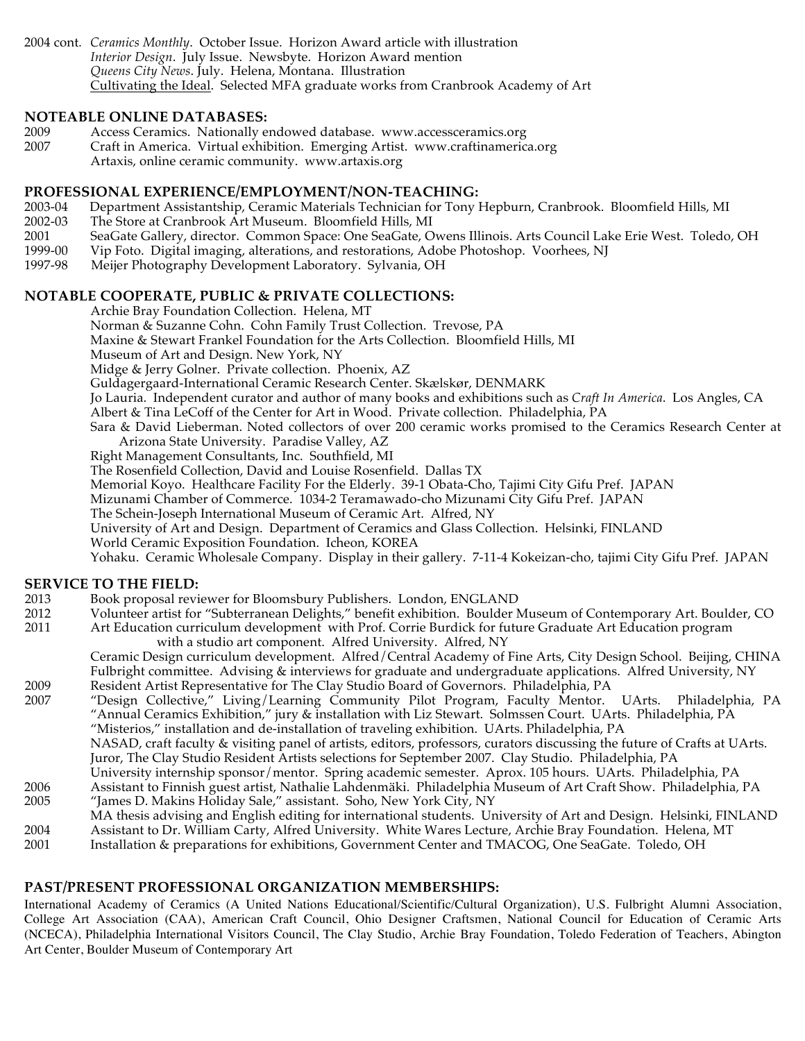2004 cont. *Ceramics Monthly*. October Issue. Horizon Award article with illustration
*Interior Design*. July Issue. Newsbyte. Horizon Award mention
*Queens City News*. July. Helena, Montana. Illustration
Cultivating the Ideal. Selected MFA graduate works from Cranbrook Academy of Art

## NOTEABLE ONLINE DATABASES:

2009 Access Ceramics. Nationally endowed database. www.accessceramics.org
2007 Craft in America. Virtual exhibition. Emerging Artist. www.craftinamerica.org
Artaxis, online ceramic community. www.artaxis.org

## PROFESSIONAL EXPERIENCE/EMPLOYMENT/NON-TEACHING:

2003-04 Department Assistantship, Ceramic Materials Technician for Tony Hepburn, Cranbrook. Bloomfield Hills, MI
2002-03 The Store at Cranbrook Art Museum. Bloomfield Hills, MI
2001 SeaGate Gallery, director. Common Space: One SeaGate, Owens Illinois. Arts Council Lake Erie West. Toledo, OH
1999-00 Vip Foto. Digital imaging, alterations, and restorations, Adobe Photoshop. Voorhees, NJ
1997-98 Meijer Photography Development Laboratory. Sylvania, OH

## NOTABLE COOPERATE, PUBLIC & PRIVATE COLLECTIONS:

Archie Bray Foundation Collection. Helena, MT
Norman & Suzanne Cohn. Cohn Family Trust Collection. Trevose, PA
Maxine & Stewart Frankel Foundation for the Arts Collection. Bloomfield Hills, MI
Museum of Art and Design. New York, NY
Midge & Jerry Golner. Private collection. Phoenix, AZ
Guldagergaard-International Ceramic Research Center. Skælskør, DENMARK
Jo Lauria. Independent curator and author of many books and exhibitions such as *Craft In America*. Los Angles, CA
Albert & Tina LeCoff of the Center for Art in Wood. Private collection. Philadelphia, PA
Sara & David Lieberman. Noted collectors of over 200 ceramic works promised to the Ceramics Research Center at Arizona State University. Paradise Valley, AZ
Right Management Consultants, Inc. Southfield, MI
The Rosenfield Collection, David and Louise Rosenfield. Dallas TX
Memorial Koyo. Healthcare Facility For the Elderly. 39-1 Obata-Cho, Tajimi City Gifu Pref. JAPAN
Mizunami Chamber of Commerce. 1034-2 Teramawado-cho Mizunami City Gifu Pref. JAPAN
The Schein-Joseph International Museum of Ceramic Art. Alfred, NY
University of Art and Design. Department of Ceramics and Glass Collection. Helsinki, FINLAND
World Ceramic Exposition Foundation. Icheon, KOREA
Yohaku. Ceramic Wholesale Company. Display in their gallery. 7-11-4 Kokeizan-cho, tajimi City Gifu Pref. JAPAN

## SERVICE TO THE FIELD:

2013 Book proposal reviewer for Bloomsbury Publishers. London, ENGLAND
2012 Volunteer artist for "Subterranean Delights," benefit exhibition. Boulder Museum of Contemporary Art. Boulder, CO
2011 Art Education curriculum development with Prof. Corrie Burdick for future Graduate Art Education program with a studio art component. Alfred University. Alfred, NY
Ceramic Design curriculum development. Alfred/Central Academy of Fine Arts, City Design School. Beijing, CHINA
Fulbright committee. Advising & interviews for graduate and undergraduate applications. Alfred University, NY
2009 Resident Artist Representative for The Clay Studio Board of Governors. Philadelphia, PA
2007 "Design Collective," Living/Learning Community Pilot Program, Faculty Mentor. UArts. Philadelphia, PA
"Annual Ceramics Exhibition," jury & installation with Liz Stewart. Solmssen Court. UArts. Philadelphia, PA
"Misterios," installation and de-installation of traveling exhibition. UArts. Philadelphia, PA
NASAD, craft faculty & visiting panel of artists, editors, professors, curators discussing the future of Crafts at UArts.
Juror, The Clay Studio Resident Artists selections for September 2007. Clay Studio. Philadelphia, PA
University internship sponsor/mentor. Spring academic semester. Aprox. 105 hours. UArts. Philadelphia, PA
2006 Assistant to Finnish guest artist, Nathalie Lahdenmäki. Philadelphia Museum of Art Craft Show. Philadelphia, PA
2005 "James D. Makins Holiday Sale," assistant. Soho, New York City, NY
MA thesis advising and English editing for international students. University of Art and Design. Helsinki, FINLAND
2004 Assistant to Dr. William Carty, Alfred University. White Wares Lecture, Archie Bray Foundation. Helena, MT
2001 Installation & preparations for exhibitions, Government Center and TMACOG, One SeaGate. Toledo, OH

## PAST/PRESENT PROFESSIONAL ORGANIZATION MEMBERSHIPS:

International Academy of Ceramics (A United Nations Educational/Scientific/Cultural Organization), U.S. Fulbright Alumni Association, College Art Association (CAA), American Craft Council, Ohio Designer Craftsmen, National Council for Education of Ceramic Arts (NCECA), Philadelphia International Visitors Council, The Clay Studio, Archie Bray Foundation, Toledo Federation of Teachers, Abington Art Center, Boulder Museum of Contemporary Art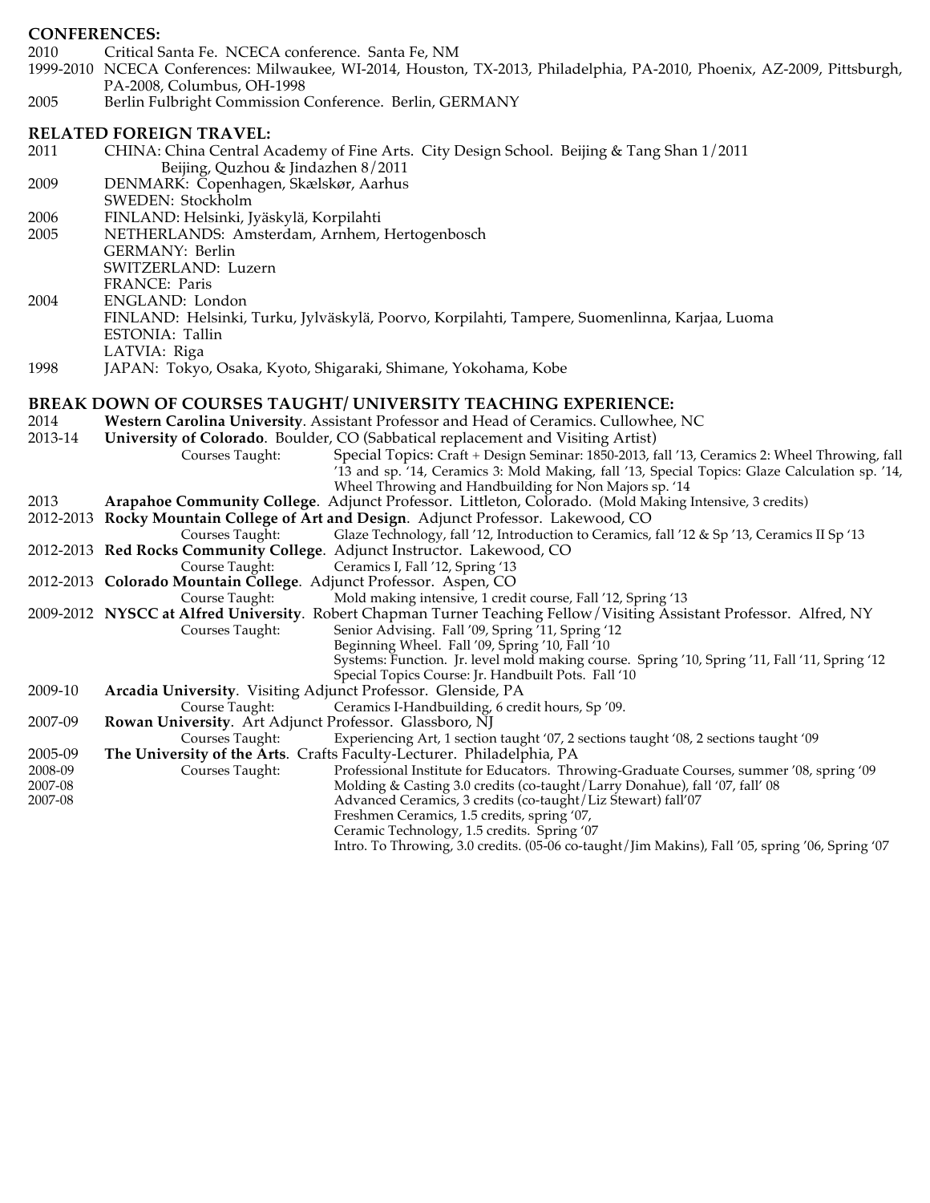## CONFERENCES:

2010 Critical Santa Fe. NCECA conference. Santa Fe, NM

1999-2010 NCECA Conferences: Milwaukee, WI-2014, Houston, TX-2013, Philadelphia, PA-2010, Phoenix, AZ-2009, Pittsburgh, PA-2008, Columbus, OH-1998

2005 Berlin Fulbright Commission Conference. Berlin, GERMANY

## RELATED FOREIGN TRAVEL:

2011 CHINA: China Central Academy of Fine Arts. City Design School. Beijing & Tang Shan 1/2011
Beijing, Quzhou & Jindazhen 8/2011

2009 DENMARK: Copenhagen, Skælskør, Aarhus
SWEDEN: Stockholm

2006 FINLAND: Helsinki, Jyäskylä, Korpilahti

2005 NETHERLANDS: Amsterdam, Arnhem, Hertogenbosch
GERMANY: Berlin
SWITZERLAND: Luzern
FRANCE: Paris

2004 ENGLAND: London
FINLAND: Helsinki, Turku, Jylväskylä, Poorvo, Korpilahti, Tampere, Suomenlinna, Karjaa, Luoma
ESTONIA: Tallin
LATVIA: Riga

1998 JAPAN: Tokyo, Osaka, Kyoto, Shigaraki, Shimane, Yokohama, Kobe

## BREAK DOWN OF COURSES TAUGHT/ UNIVERSITY TEACHING EXPERIENCE:

2014 **Western Carolina University**. Assistant Professor and Head of Ceramics. Cullowhee, NC

2013-14 **University of Colorado**. Boulder, CO (Sabbatical replacement and Visiting Artist)
Courses Taught: Special Topics: Craft + Design Seminar: 1850-2013, fall '13, Ceramics 2: Wheel Throwing, fall '13 and sp. '14, Ceramics 3: Mold Making, fall '13, Special Topics: Glaze Calculation sp. '14, Wheel Throwing and Handbuilding for Non Majors sp. '14

2013 **Arapahoe Community College**. Adjunct Professor. Littleton, Colorado. (Mold Making Intensive, 3 credits)

2012-2013 **Rocky Mountain College of Art and Design**. Adjunct Professor. Lakewood, CO
Courses Taught: Glaze Technology, fall '12, Introduction to Ceramics, fall '12 & Sp '13, Ceramics II Sp '13

2012-2013 **Red Rocks Community College**. Adjunct Instructor. Lakewood, CO
Course Taught: Ceramics I, Fall '12, Spring '13

2012-2013 **Colorado Mountain College**. Adjunct Professor. Aspen, CO
Course Taught: Mold making intensive, 1 credit course, Fall '12, Spring '13

2009-2012 **NYSCC at Alfred University**. Robert Chapman Turner Teaching Fellow/Visiting Assistant Professor. Alfred, NY
Courses Taught: Senior Advising. Fall '09, Spring '11, Spring '12
Beginning Wheel. Fall '09, Spring '10, Fall '10
Systems: Function. Jr. level mold making course. Spring '10, Spring '11, Fall '11, Spring '12
Special Topics Course: Jr. Handbuilt Pots. Fall '10

2009-10 **Arcadia University**. Visiting Adjunct Professor. Glenside, PA
Course Taught: Ceramics I-Handbuilding, 6 credit hours, Sp '09.

2007-09 **Rowan University**. Art Adjunct Professor. Glassboro, NJ
Courses Taught: Experiencing Art, 1 section taught '07, 2 sections taught '08, 2 sections taught '09

2005-09 **The University of the Arts**. Crafts Faculty-Lecturer. Philadelphia, PA
2008-09 Courses Taught: Professional Institute for Educators. Throwing-Graduate Courses, summer '08, spring '09
2007-08 Molding & Casting 3.0 credits (co-taught/Larry Donahue), fall '07, fall' 08
2007-08 Advanced Ceramics, 3 credits (co-taught/Liz Stewart) fall'07
Freshmen Ceramics, 1.5 credits, spring '07,
Ceramic Technology, 1.5 credits. Spring '07
Intro. To Throwing, 3.0 credits. (05-06 co-taught/Jim Makins), Fall '05, spring '06, Spring '07